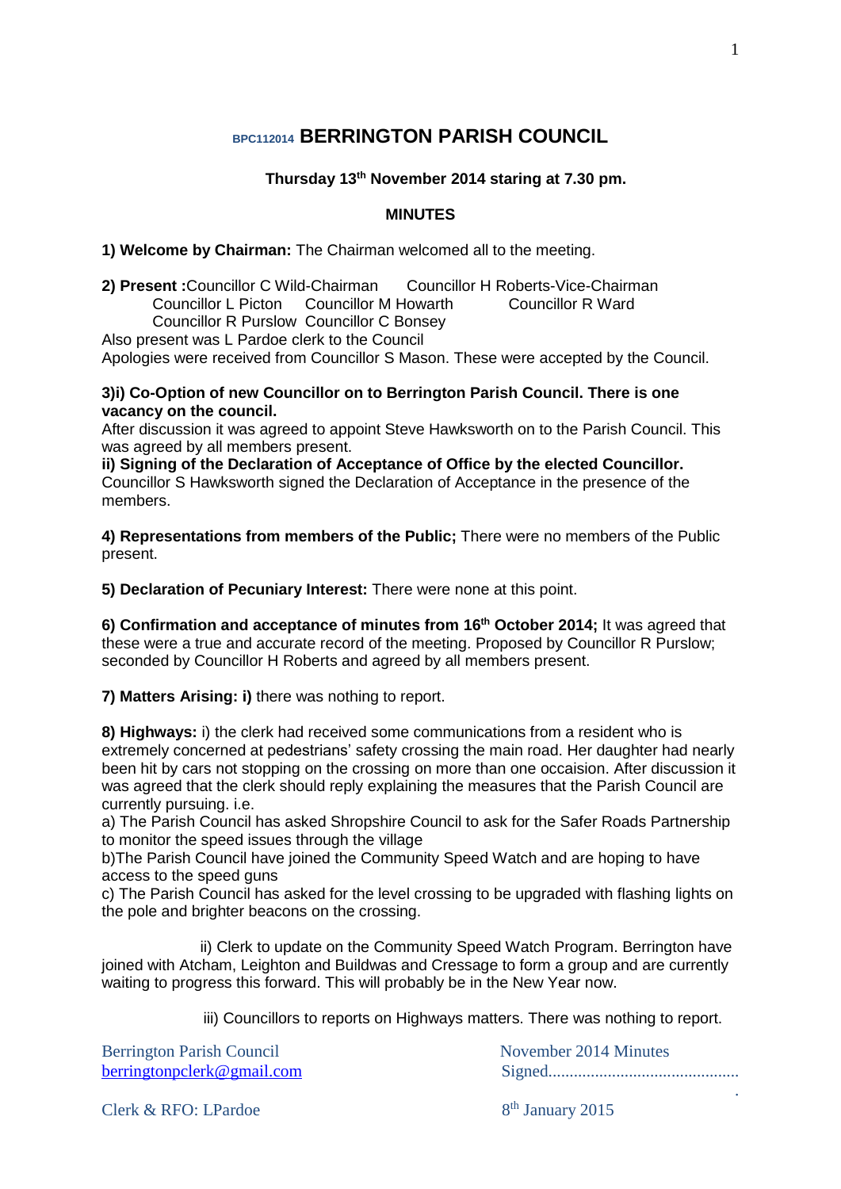# BPC112014 BERRINGTON PARISH COUNCIL

**Thursday 13th November 2014 staring at 7.30 pm.**

**MINUTES**

**1) Welcome by Chairman:** The Chairman welcomed all to the meeting.

**2) Present :**Councillor C Wild-Chairman Councillor H Roberts-Vice-Chairman
Councillor L Picton Councillor M Howarth Councillor R Ward
Councillor R Purslow Councillor C Bonsey
Also present was L Pardoe clerk to the Council
Apologies were received from Councillor S Mason. These were accepted by the Council.

**3)i) Co-Option of new Councillor on to Berrington Parish Council. There is one vacancy on the council.**
After discussion it was agreed to appoint Steve Hawksworth on to the Parish Council. This was agreed by all members present.
**ii) Signing of the Declaration of Acceptance of Office by the elected Councillor.**
Councillor S Hawksworth signed the Declaration of Acceptance in the presence of the members.

**4) Representations from members of the Public;** There were no members of the Public present.

**5) Declaration of Pecuniary Interest:** There were none at this point.

**6) Confirmation and acceptance of minutes from 16th October 2014;** It was agreed that these were a true and accurate record of the meeting. Proposed by Councillor R Purslow; seconded by Councillor H Roberts and agreed by all members present.

**7) Matters Arising: i)** there was nothing to report.

**8) Highways:** i) the clerk had received some communications from a resident who is extremely concerned at pedestrians' safety crossing the main road. Her daughter had nearly been hit by cars not stopping on the crossing on more than one occaision. After discussion it was agreed that the clerk should reply explaining the measures that the Parish Council are currently pursuing. i.e.
a) The Parish Council has asked Shropshire Council to ask for the Safer Roads Partnership to monitor the speed issues through the village
b)The Parish Council have joined the Community Speed Watch and are hoping to have access to the speed guns
c) The Parish Council has asked for the level crossing to be upgraded with flashing lights on the pole and brighter beacons on the crossing.

ii) Clerk to update on the Community Speed Watch Program. Berrington have joined with Atcham, Leighton and Buildwas and Cressage to form a group and are currently waiting to progress this forward. This will probably be in the New Year now.

iii) Councillors to reports on Highways matters. There was nothing to report.

Berrington Parish Council
berringtonpclerk@gmail.com
Clerk & RFO: LPardoe

November 2014 Minutes
Signed.............................................
8th January 2015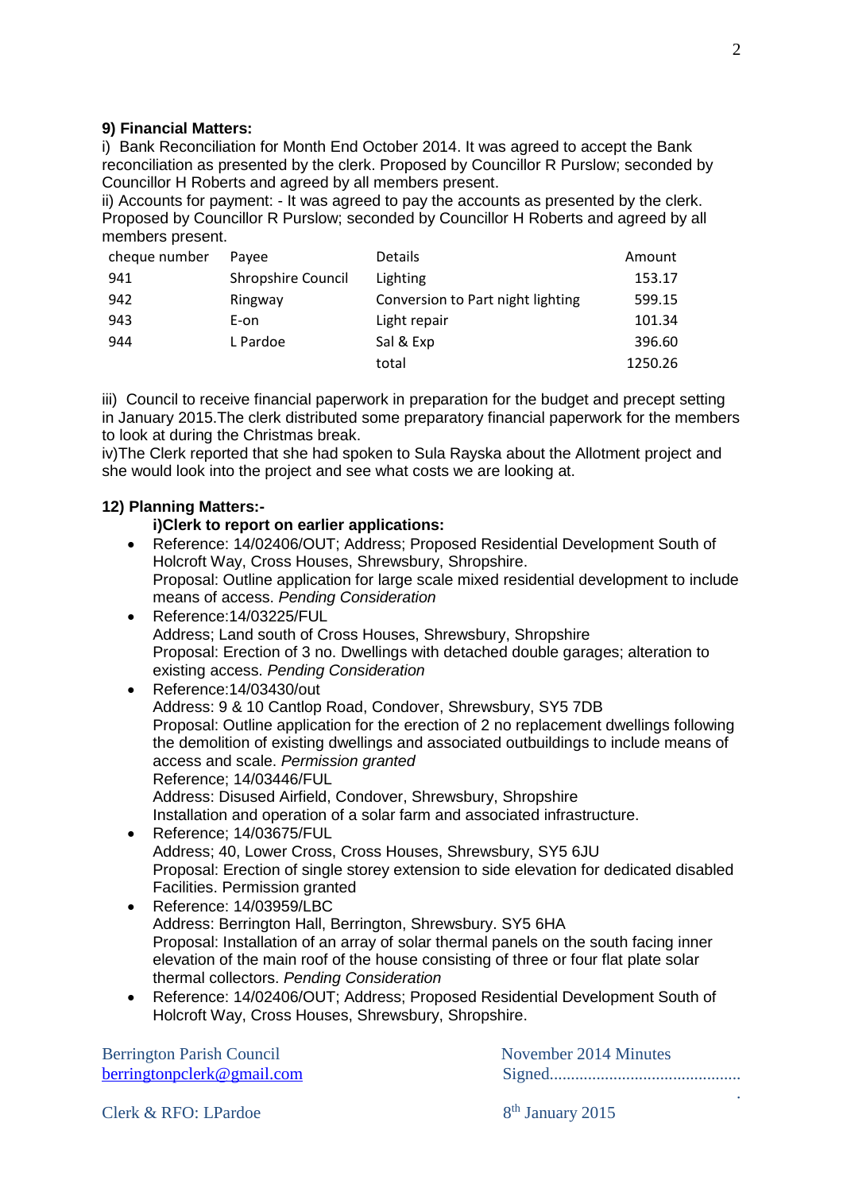**9) Financial Matters:**

i) Bank Reconciliation for Month End October 2014. It was agreed to accept the Bank reconciliation as presented by the clerk. Proposed by Councillor R Purslow; seconded by Councillor H Roberts and agreed by all members present.

ii) Accounts for payment: - It was agreed to pay the accounts as presented by the clerk. Proposed by Councillor R Purslow; seconded by Councillor H Roberts and agreed by all members present.

| cheque number | Payee | Details | Amount |
|---|---|---|---|
| 941 | Shropshire Council | Lighting | 153.17 |
| 942 | Ringway | Conversion to Part night lighting | 599.15 |
| 943 | E-on | Light repair | 101.34 |
| 944 | L Pardoe | Sal & Exp | 396.60 |
| | | total | 1250.26 |

iii) Council to receive financial paperwork in preparation for the budget and precept setting in January 2015.The clerk distributed some preparatory financial paperwork for the members to look at during the Christmas break.

iv)The Clerk reported that she had spoken to Sula Rayska about the Allotment project and she would look into the project and see what costs we are looking at.

**12) Planning Matters:-**

**i)Clerk to report on earlier applications:**

- Reference: 14/02406/OUT; Address; Proposed Residential Development South of Holcroft Way, Cross Houses, Shrewsbury, Shropshire.
  Proposal: Outline application for large scale mixed residential development to include means of access. *Pending Consideration*
- Reference:14/03225/FUL
  Address; Land south of Cross Houses, Shrewsbury, Shropshire
  Proposal: Erection of 3 no. Dwellings with detached double garages; alteration to existing access. *Pending Consideration*
- Reference:14/03430/out
  Address: 9 & 10 Cantlop Road, Condover, Shrewsbury, SY5 7DB
  Proposal: Outline application for the erection of 2 no replacement dwellings following the demolition of existing dwellings and associated outbuildings to include means of access and scale. *Permission granted*
  Reference; 14/03446/FUL
  Address: Disused Airfield, Condover, Shrewsbury, Shropshire
  Installation and operation of a solar farm and associated infrastructure.
- Reference; 14/03675/FUL
  Address; 40, Lower Cross, Cross Houses, Shrewsbury, SY5 6JU
  Proposal: Erection of single storey extension to side elevation for dedicated disabled Facilities. Permission granted
- Reference: 14/03959/LBC
  Address: Berrington Hall, Berrington, Shrewsbury. SY5 6HA
  Proposal: Installation of an array of solar thermal panels on the south facing inner elevation of the main roof of the house consisting of three or four flat plate solar thermal collectors. *Pending Consideration*
- Reference: 14/02406/OUT; Address; Proposed Residential Development South of Holcroft Way, Cross Houses, Shrewsbury, Shropshire.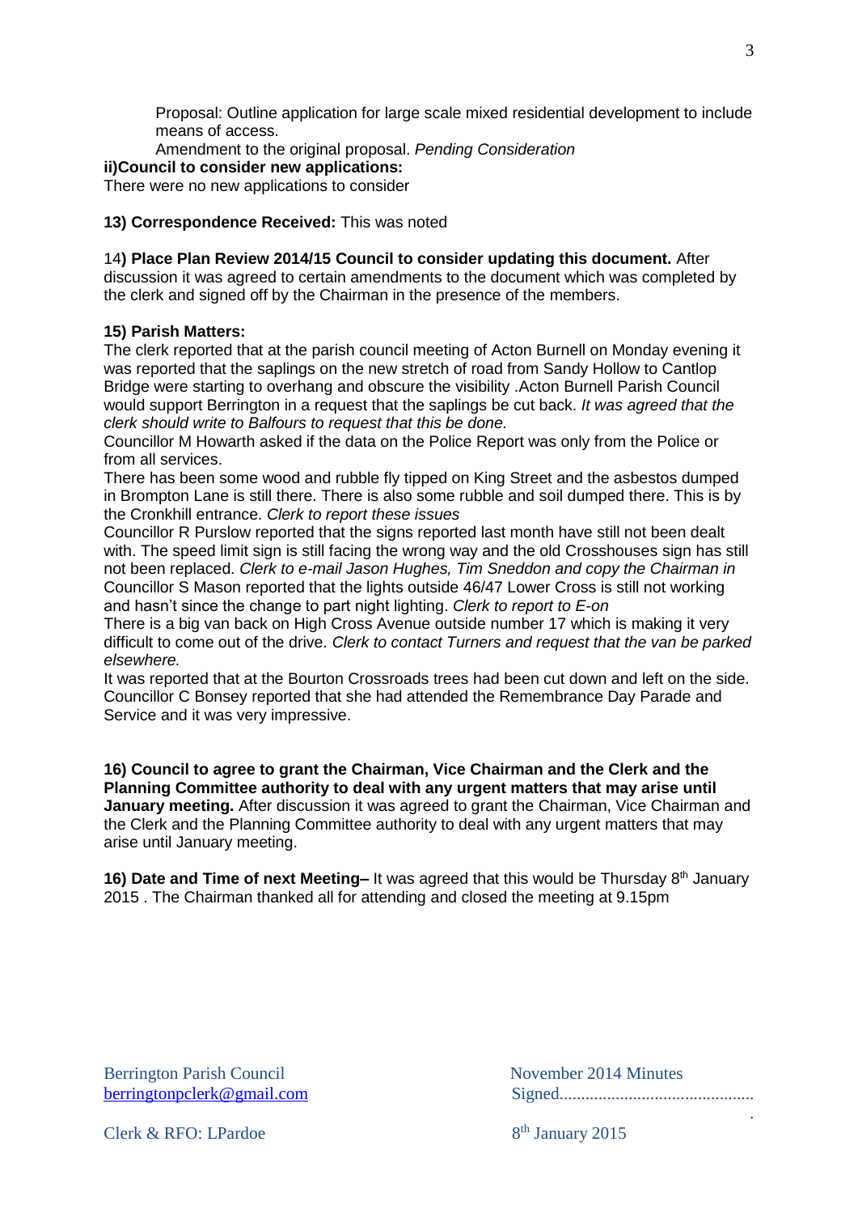Proposal: Outline application for large scale mixed residential development to include means of access.

Amendment to the original proposal. *Pending Consideration*

**ii)Council to consider new applications:**

There were no new applications to consider

**13) Correspondence Received:** This was noted

14**) Place Plan Review 2014/15 Council to consider updating this document.** After discussion it was agreed to certain amendments to the document which was completed by the clerk and signed off by the Chairman in the presence of the members.

**15) Parish Matters:**

The clerk reported that at the parish council meeting of Acton Burnell on Monday evening it was reported that the saplings on the new stretch of road from Sandy Hollow to Cantlop Bridge were starting to overhang and obscure the visibility .Acton Burnell Parish Council would support Berrington in a request that the saplings be cut back. *It was agreed that the clerk should write to Balfours to request that this be done.*

Councillor M Howarth asked if the data on the Police Report was only from the Police or from all services.

There has been some wood and rubble fly tipped on King Street and the asbestos dumped in Brompton Lane is still there. There is also some rubble and soil dumped there. This is by the Cronkhill entrance. *Clerk to report these issues*

Councillor R Purslow reported that the signs reported last month have still not been dealt with. The speed limit sign is still facing the wrong way and the old Crosshouses sign has still not been replaced. *Clerk to e-mail Jason Hughes, Tim Sneddon and copy the Chairman in*

Councillor S Mason reported that the lights outside 46/47 Lower Cross is still not working and hasn't since the change to part night lighting. *Clerk to report to E-on*

There is a big van back on High Cross Avenue outside number 17 which is making it very difficult to come out of the drive. *Clerk to contact Turners and request that the van be parked elsewhere.*

It was reported that at the Bourton Crossroads trees had been cut down and left on the side.

Councillor C Bonsey reported that she had attended the Remembrance Day Parade and Service and it was very impressive.

**16) Council to agree to grant the Chairman, Vice Chairman and the Clerk and the Planning Committee authority to deal with any urgent matters that may arise until January meeting.** After discussion it was agreed to grant the Chairman, Vice Chairman and the Clerk and the Planning Committee authority to deal with any urgent matters that may arise until January meeting.

**16) Date and Time of next Meeting–** It was agreed that this would be Thursday 8th January 2015 . The Chairman thanked all for attending and closed the meeting at 9.15pm

Berrington Parish Council
berringtonpclerk@gmail.com

Clerk & RFO: LPardoe

November 2014 Minutes
Signed.............................................

8th January 2015